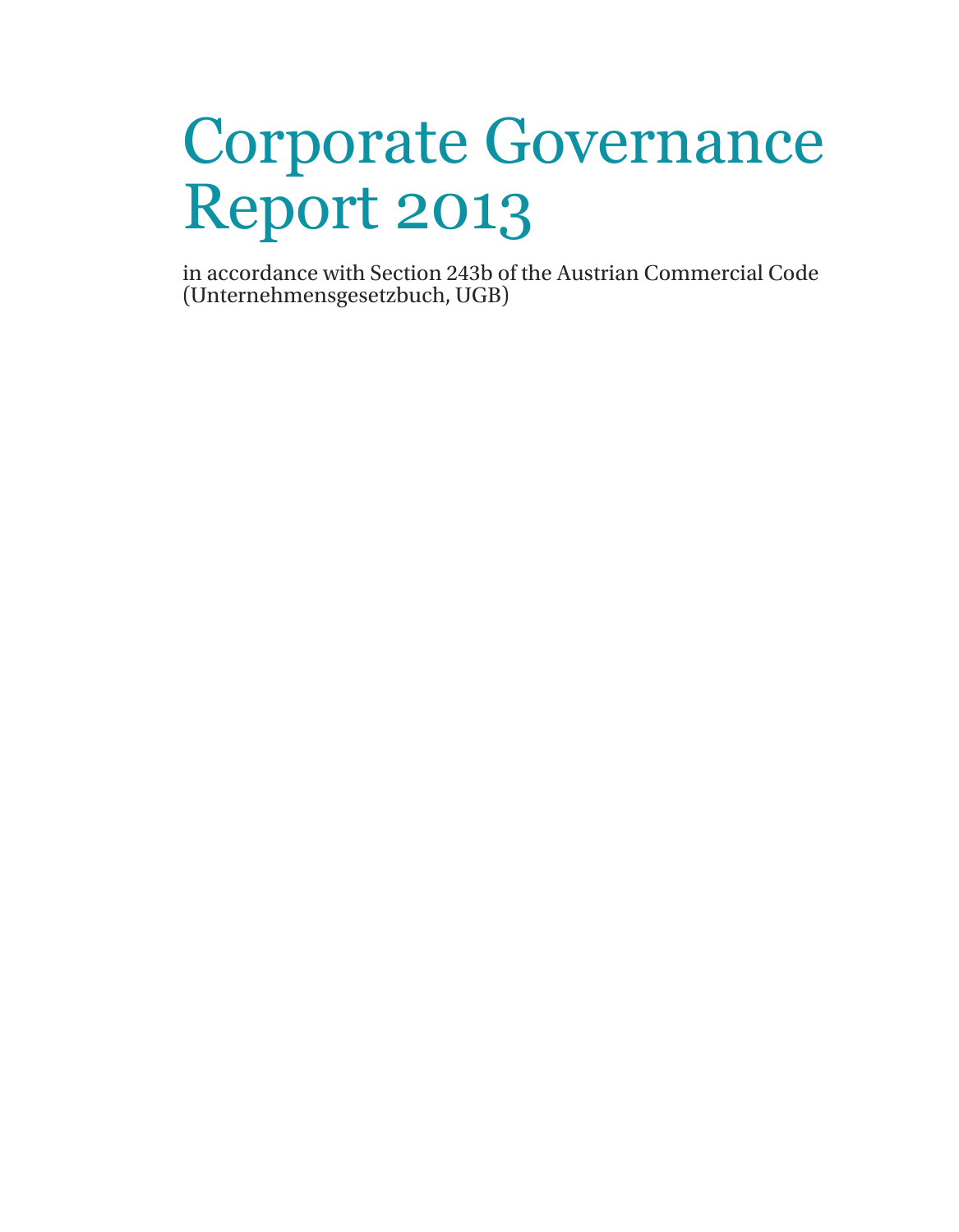# Corporate Governance Report 2013

in accordance with Section 243b of the Austrian Commercial Code (Unternehmensgesetzbuch, UGB)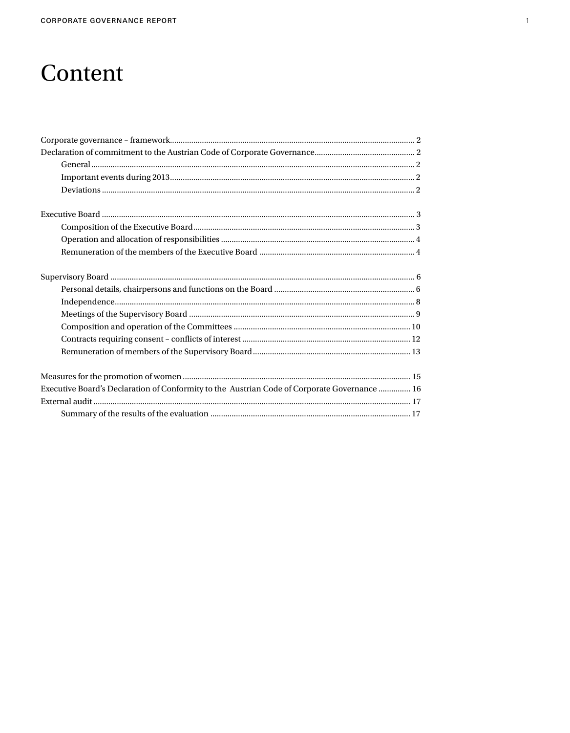# Content

Corporate governance – framework .......... 2
Declaration of commitment to the Austrian Code of Corporate Governance .......... 2
- General .......... 2
- Important events during 2013 .......... 2
- Deviations .......... 2

Executive Board .......... 3
- Composition of the Executive Board .......... 3
- Operation and allocation of responsibilities .......... 4
- Remuneration of the members of the Executive Board .......... 4

Supervisory Board .......... 6
- Personal details, chairpersons and functions on the Board .......... 6
- Independence .......... 8
- Meetings of the Supervisory Board .......... 9
- Composition and operation of the Committees .......... 10
- Contracts requiring consent – conflicts of interest .......... 12
- Remuneration of members of the Supervisory Board .......... 13

Measures for the promotion of women .......... 15
Executive Board's Declaration of Conformity to the Austrian Code of Corporate Governance .......... 16
External audit .......... 17
- Summary of the results of the evaluation .......... 17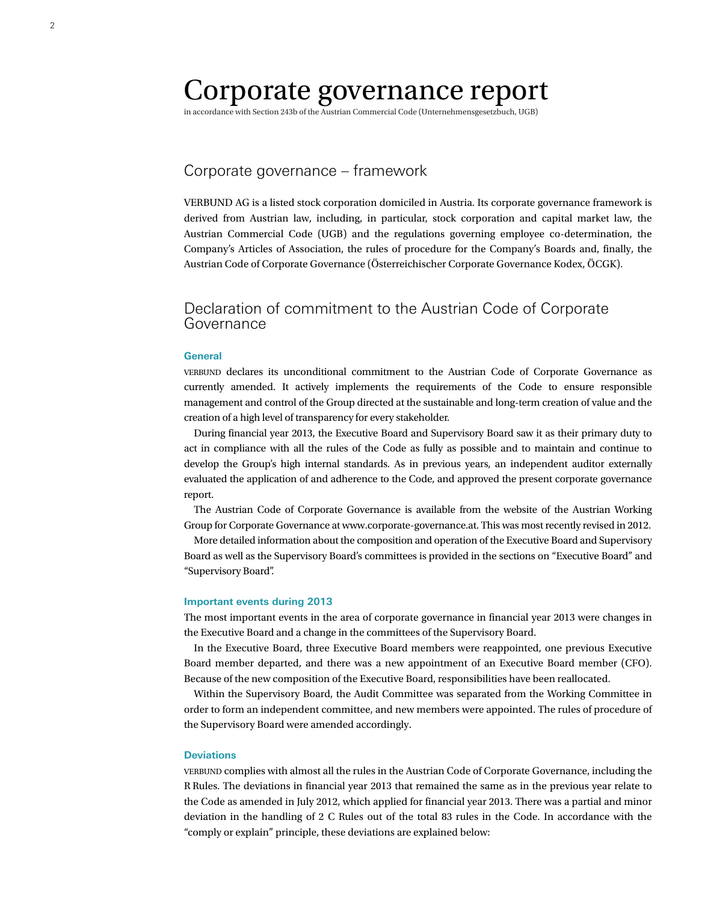# Corporate governance report

in accordance with Section 243b of the Austrian Commercial Code (Unternehmensgesetzbuch, UGB)

## Corporate governance – framework

VERBUND AG is a listed stock corporation domiciled in Austria. Its corporate governance framework is derived from Austrian law, including, in particular, stock corporation and capital market law, the Austrian Commercial Code (UGB) and the regulations governing employee co-determination, the Company's Articles of Association, the rules of procedure for the Company's Boards and, finally, the Austrian Code of Corporate Governance (Österreichischer Corporate Governance Kodex, ÖCGK).

## Declaration of commitment to the Austrian Code of Corporate Governance

### General

VERBUND declares its unconditional commitment to the Austrian Code of Corporate Governance as currently amended. It actively implements the requirements of the Code to ensure responsible management and control of the Group directed at the sustainable and long-term creation of value and the creation of a high level of transparency for every stakeholder.

During financial year 2013, the Executive Board and Supervisory Board saw it as their primary duty to act in compliance with all the rules of the Code as fully as possible and to maintain and continue to develop the Group's high internal standards. As in previous years, an independent auditor externally evaluated the application of and adherence to the Code, and approved the present corporate governance report.

The Austrian Code of Corporate Governance is available from the website of the Austrian Working Group for Corporate Governance at www.corporate-governance.at. This was most recently revised in 2012.

More detailed information about the composition and operation of the Executive Board and Supervisory Board as well as the Supervisory Board's committees is provided in the sections on "Executive Board" and "Supervisory Board".

### Important events during 2013

The most important events in the area of corporate governance in financial year 2013 were changes in the Executive Board and a change in the committees of the Supervisory Board.

In the Executive Board, three Executive Board members were reappointed, one previous Executive Board member departed, and there was a new appointment of an Executive Board member (CFO). Because of the new composition of the Executive Board, responsibilities have been reallocated.

Within the Supervisory Board, the Audit Committee was separated from the Working Committee in order to form an independent committee, and new members were appointed. The rules of procedure of the Supervisory Board were amended accordingly.

### Deviations

VERBUND complies with almost all the rules in the Austrian Code of Corporate Governance, including the R Rules. The deviations in financial year 2013 that remained the same as in the previous year relate to the Code as amended in July 2012, which applied for financial year 2013. There was a partial and minor deviation in the handling of 2 C Rules out of the total 83 rules in the Code. In accordance with the "comply or explain" principle, these deviations are explained below: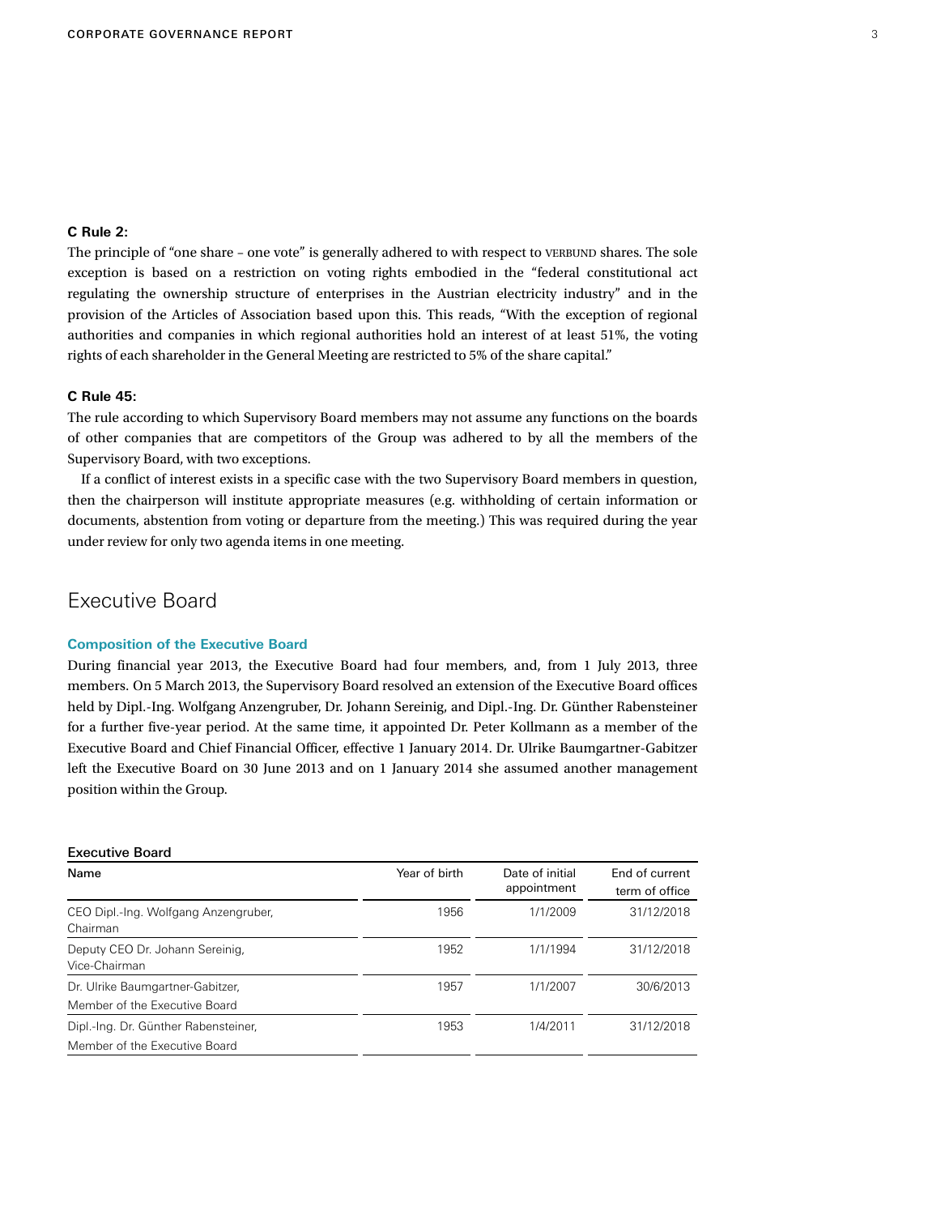**C Rule 2:**
The principle of "one share – one vote" is generally adhered to with respect to VERBUND shares. The sole exception is based on a restriction on voting rights embodied in the "federal constitutional act regulating the ownership structure of enterprises in the Austrian electricity industry" and in the provision of the Articles of Association based upon this. This reads, "With the exception of regional authorities and companies in which regional authorities hold an interest of at least 51%, the voting rights of each shareholder in the General Meeting are restricted to 5% of the share capital."

**C Rule 45:**
The rule according to which Supervisory Board members may not assume any functions on the boards of other companies that are competitors of the Group was adhered to by all the members of the Supervisory Board, with two exceptions.

If a conflict of interest exists in a specific case with the two Supervisory Board members in question, then the chairperson will institute appropriate measures (e.g. withholding of certain information or documents, abstention from voting or departure from the meeting.) This was required during the year under review for only two agenda items in one meeting.

## Executive Board

### Composition of the Executive Board

During financial year 2013, the Executive Board had four members, and, from 1 July 2013, three members. On 5 March 2013, the Supervisory Board resolved an extension of the Executive Board offices held by Dipl.-Ing. Wolfgang Anzengruber, Dr. Johann Sereinig, and Dipl.-Ing. Dr. Günther Rabensteiner for a further five-year period. At the same time, it appointed Dr. Peter Kollmann as a member of the Executive Board and Chief Financial Officer, effective 1 January 2014. Dr. Ulrike Baumgartner-Gabitzer left the Executive Board on 30 June 2013 and on 1 January 2014 she assumed another management position within the Group.

**Executive Board**

| Name | Year of birth | Date of initial appointment | End of current term of office |
|---|---|---|---|
| CEO Dipl.-Ing. Wolfgang Anzengruber, Chairman | 1956 | 1/1/2009 | 31/12/2018 |
| Deputy CEO Dr. Johann Sereinig, Vice-Chairman | 1952 | 1/1/1994 | 31/12/2018 |
| Dr. Ulrike Baumgartner-Gabitzer, Member of the Executive Board | 1957 | 1/1/2007 | 30/6/2013 |
| Dipl.-Ing. Dr. Günther Rabensteiner, Member of the Executive Board | 1953 | 1/4/2011 | 31/12/2018 |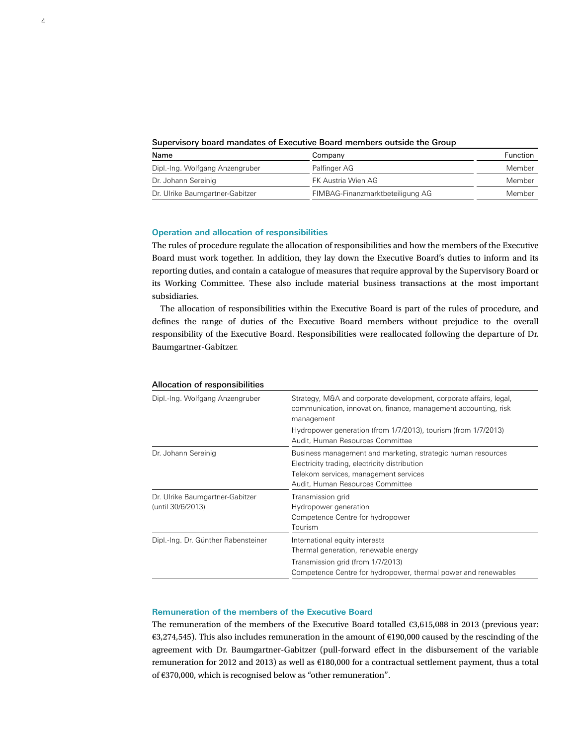**Supervisory board mandates of Executive Board members outside the Group**

| Name | Company | Function |
|---|---|---|
| Dipl.-Ing. Wolfgang Anzengruber | Palfinger AG | Member |
| Dr. Johann Sereinig | FK Austria Wien AG | Member |
| Dr. Ulrike Baumgartner-Gabitzer | FIMBAG-Finanzmarktbeteiligung AG | Member |

### Operation and allocation of responsibilities

The rules of procedure regulate the allocation of responsibilities and how the members of the Executive Board must work together. In addition, they lay down the Executive Board's duties to inform and its reporting duties, and contain a catalogue of measures that require approval by the Supervisory Board or its Working Committee. These also include material business transactions at the most important subsidiaries.

The allocation of responsibilities within the Executive Board is part of the rules of procedure, and defines the range of duties of the Executive Board members without prejudice to the overall responsibility of the Executive Board. Responsibilities were reallocated following the departure of Dr. Baumgartner-Gabitzer.

**Allocation of responsibilities**

| | |
|---|---|
| Dipl.-Ing. Wolfgang Anzengruber | Strategy, M&A and corporate development, corporate affairs, legal, communication, innovation, finance, management accounting, risk management<br>Hydropower generation (from 1/7/2013), tourism (from 1/7/2013)<br>Audit, Human Resources Committee |
| Dr. Johann Sereinig | Business management and marketing, strategic human resources<br>Electricity trading, electricity distribution<br>Telekom services, management services<br>Audit, Human Resources Committee |
| Dr. Ulrike Baumgartner-Gabitzer (until 30/6/2013) | Transmission grid<br>Hydropower generation<br>Competence Centre for hydropower<br>Tourism |
| Dipl.-Ing. Dr. Günther Rabensteiner | International equity interests<br>Thermal generation, renewable energy<br>Transmission grid (from 1/7/2013)<br>Competence Centre for hydropower, thermal power and renewables |

### Remuneration of the members of the Executive Board

The remuneration of the members of the Executive Board totalled €3,615,088 in 2013 (previous year: €3,274,545). This also includes remuneration in the amount of €190,000 caused by the rescinding of the agreement with Dr. Baumgartner-Gabitzer (pull-forward effect in the disbursement of the variable remuneration for 2012 and 2013) as well as €180,000 for a contractual settlement payment, thus a total of €370,000, which is recognised below as "other remuneration".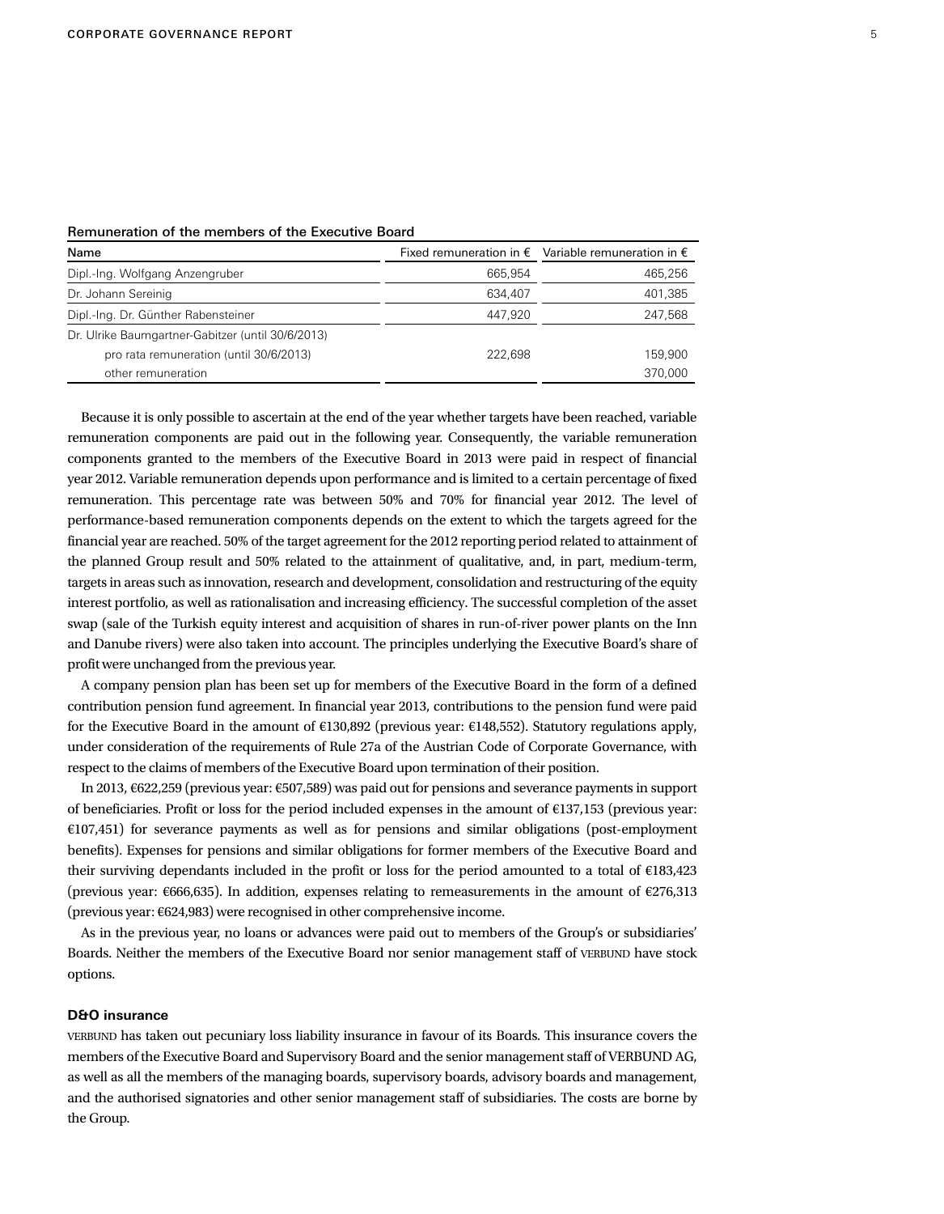Remuneration of the members of the Executive Board

| Name | Fixed remuneration in € | Variable remuneration in € |
|---|---|---|
| Dipl.-Ing. Wolfgang Anzengruber | 665,954 | 465,256 |
| Dr. Johann Sereinig | 634,407 | 401,385 |
| Dipl.-Ing. Dr. Günther Rabensteiner | 447,920 | 247,568 |
| Dr. Ulrike Baumgartner-Gabitzer (until 30/6/2013) | | |
| pro rata remuneration (until 30/6/2013) | 222,698 | 159,900 |
| other remuneration | | 370,000 |

Because it is only possible to ascertain at the end of the year whether targets have been reached, variable remuneration components are paid out in the following year. Consequently, the variable remuneration components granted to the members of the Executive Board in 2013 were paid in respect of financial year 2012. Variable remuneration depends upon performance and is limited to a certain percentage of fixed remuneration. This percentage rate was between 50% and 70% for financial year 2012. The level of performance-based remuneration components depends on the extent to which the targets agreed for the financial year are reached. 50% of the target agreement for the 2012 reporting period related to attainment of the planned Group result and 50% related to the attainment of qualitative, and, in part, medium-term, targets in areas such as innovation, research and development, consolidation and restructuring of the equity interest portfolio, as well as rationalisation and increasing efficiency. The successful completion of the asset swap (sale of the Turkish equity interest and acquisition of shares in run-of-river power plants on the Inn and Danube rivers) were also taken into account. The principles underlying the Executive Board's share of profit were unchanged from the previous year.

A company pension plan has been set up for members of the Executive Board in the form of a defined contribution pension fund agreement. In financial year 2013, contributions to the pension fund were paid for the Executive Board in the amount of €130,892 (previous year: €148,552). Statutory regulations apply, under consideration of the requirements of Rule 27a of the Austrian Code of Corporate Governance, with respect to the claims of members of the Executive Board upon termination of their position.

In 2013, €622,259 (previous year: €507,589) was paid out for pensions and severance payments in support of beneficiaries. Profit or loss for the period included expenses in the amount of €137,153 (previous year: €107,451) for severance payments as well as for pensions and similar obligations (post-employment benefits). Expenses for pensions and similar obligations for former members of the Executive Board and their surviving dependants included in the profit or loss for the period amounted to a total of €183,423 (previous year: €666,635). In addition, expenses relating to remeasurements in the amount of €276,313 (previous year: €624,983) were recognised in other comprehensive income.

As in the previous year, no loans or advances were paid out to members of the Group's or subsidiaries' Boards. Neither the members of the Executive Board nor senior management staff of VERBUND have stock options.

**D&O insurance**

VERBUND has taken out pecuniary loss liability insurance in favour of its Boards. This insurance covers the members of the Executive Board and Supervisory Board and the senior management staff of VERBUND AG, as well as all the members of the managing boards, supervisory boards, advisory boards and management, and the authorised signatories and other senior management staff of subsidiaries. The costs are borne by the Group.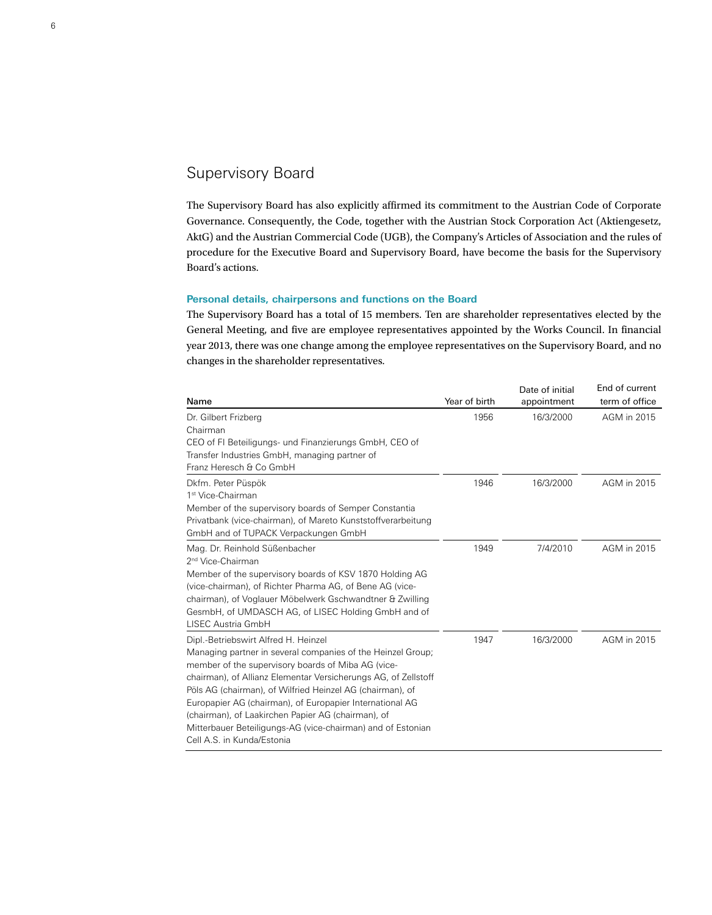## Supervisory Board

The Supervisory Board has also explicitly affirmed its commitment to the Austrian Code of Corporate Governance. Consequently, the Code, together with the Austrian Stock Corporation Act (Aktiengesetz, AktG) and the Austrian Commercial Code (UGB), the Company's Articles of Association and the rules of procedure for the Executive Board and Supervisory Board, have become the basis for the Supervisory Board's actions.

### Personal details, chairpersons and functions on the Board

The Supervisory Board has a total of 15 members. Ten are shareholder representatives elected by the General Meeting, and five are employee representatives appointed by the Works Council. In financial year 2013, there was one change among the employee representatives on the Supervisory Board, and no changes in the shareholder representatives.

| Name | Year of birth | Date of initial appointment | End of current term of office |
|---|---|---|---|
| Dr. Gilbert Frizberg<br>Chairman<br>CEO of FI Beteiligungs- und Finanzierungs GmbH, CEO of Transfer Industries GmbH, managing partner of Franz Heresch & Co GmbH | 1956 | 16/3/2000 | AGM in 2015 |
| Dkfm. Peter Püspök<br>1st Vice-Chairman<br>Member of the supervisory boards of Semper Constantia Privatbank (vice-chairman), of Mareto Kunststoffverarbeitung GmbH and of TUPACK Verpackungen GmbH | 1946 | 16/3/2000 | AGM in 2015 |
| Mag. Dr. Reinhold Süßenbacher<br>2nd Vice-Chairman<br>Member of the supervisory boards of KSV 1870 Holding AG (vice-chairman), of Richter Pharma AG, of Bene AG (vice-chairman), of Voglauer Möbelwerk Gschwandtner & Zwilling GesmbH, of UMDASCH AG, of LISEC Holding GmbH and of LISEC Austria GmbH | 1949 | 7/4/2010 | AGM in 2015 |
| Dipl.-Betriebswirt Alfred H. Heinzel<br>Managing partner in several companies of the Heinzel Group; member of the supervisory boards of Miba AG (vice-chairman), of Allianz Elementar Versicherungs AG, of Zellstoff Pöls AG (chairman), of Wilfried Heinzel AG (chairman), of Europapier AG (chairman), of Europapier International AG (chairman), of Laakirchen Papier AG (chairman), of Mitterbauer Beteiligungs-AG (vice-chairman) and of Estonian Cell A.S. in Kunda/Estonia | 1947 | 16/3/2000 | AGM in 2015 |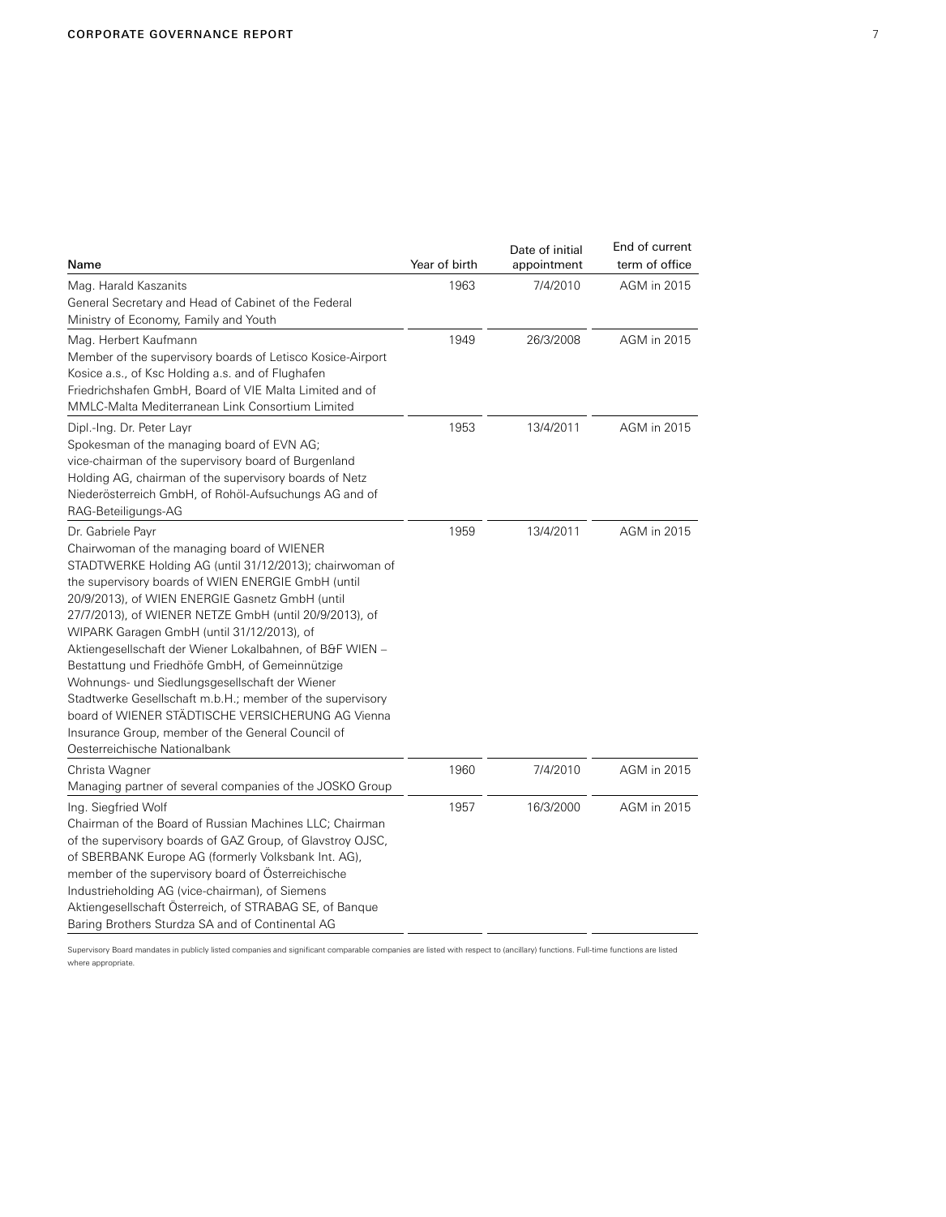| Name | Year of birth | Date of initial appointment | End of current term of office |
|---|---|---|---|
| Mag. Harald Kaszanits<br>General Secretary and Head of Cabinet of the Federal Ministry of Economy, Family and Youth | 1963 | 7/4/2010 | AGM in 2015 |
| Mag. Herbert Kaufmann<br>Member of the supervisory boards of Letisco Kosice-Airport Kosice a.s., of Ksc Holding a.s. and of Flughafen Friedrichshafen GmbH, Board of VIE Malta Limited and of MMLC-Malta Mediterranean Link Consortium Limited | 1949 | 26/3/2008 | AGM in 2015 |
| Dipl.-Ing. Dr. Peter Layr<br>Spokesman of the managing board of EVN AG; vice-chairman of the supervisory board of Burgenland Holding AG, chairman of the supervisory boards of Netz Niederösterreich GmbH, of Rohöl-Aufsuchungs AG and of RAG-Beteiligungs-AG | 1953 | 13/4/2011 | AGM in 2015 |
| Dr. Gabriele Payr<br>Chairwoman of the managing board of WIENER STADTWERKE Holding AG (until 31/12/2013); chairwoman of the supervisory boards of WIEN ENERGIE GmbH (until 20/9/2013), of WIEN ENERGIE Gasnetz GmbH (until 27/7/2013), of WIENER NETZE GmbH (until 20/9/2013), of WIPARK Garagen GmbH (until 31/12/2013), of Aktiengesellschaft der Wiener Lokalbahnen, of B&F WIEN – Bestattung und Friedhöfe GmbH, of Gemeinnützige Wohnungs- und Siedlungsgesellschaft der Wiener Stadtwerke Gesellschaft m.b.H.; member of the supervisory board of WIENER STÄDTISCHE VERSICHERUNG AG Vienna Insurance Group, member of the General Council of Oesterreichische Nationalbank | 1959 | 13/4/2011 | AGM in 2015 |
| Christa Wagner<br>Managing partner of several companies of the JOSKO Group | 1960 | 7/4/2010 | AGM in 2015 |
| Ing. Siegfried Wolf<br>Chairman of the Board of Russian Machines LLC; Chairman of the supervisory boards of GAZ Group, of Glavstroy OJSC, of SBERBANK Europe AG (formerly Volksbank Int. AG), member of the supervisory board of Österreichische Industrieholding AG (vice-chairman), of Siemens Aktiengesellschaft Österreich, of STRABAG SE, of Banque Baring Brothers Sturdza SA and of Continental AG | 1957 | 16/3/2000 | AGM in 2015 |

Supervisory Board mandates in publicly listed companies and significant comparable companies are listed with respect to (ancillary) functions. Full-time functions are listed where appropriate.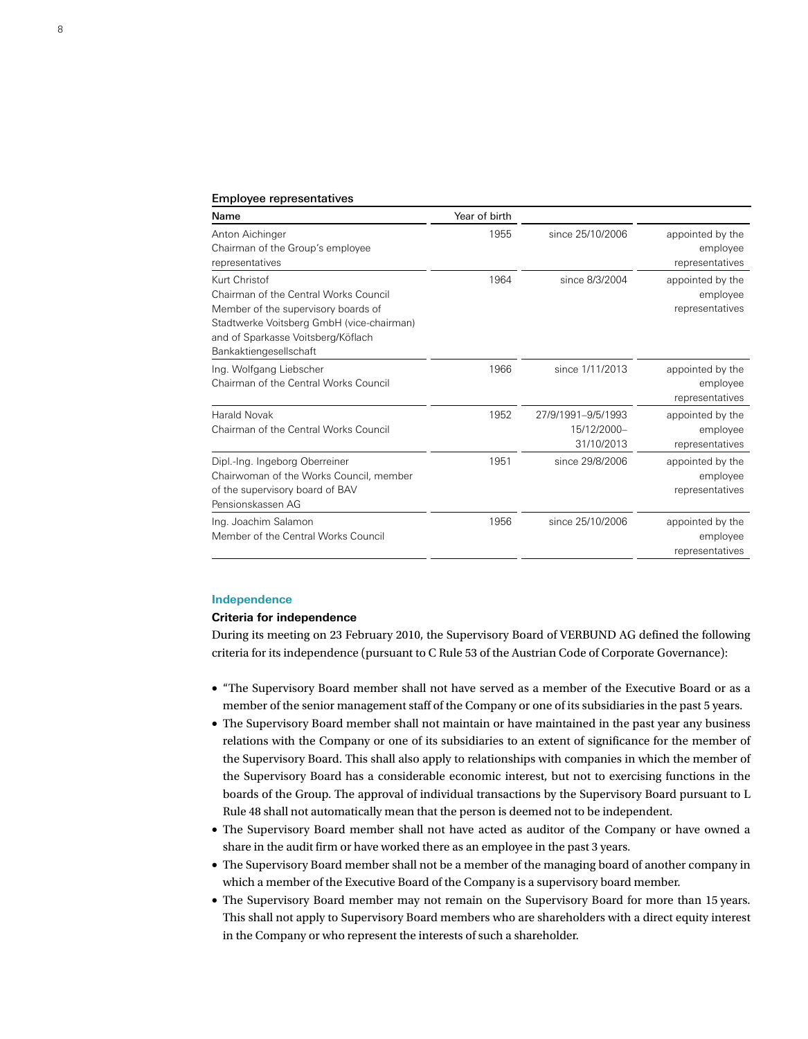### Employee representatives

| Name | Year of birth | | |
|---|---|---|---|
| Anton Aichinger<br>Chairman of the Group's employee representatives | 1955 | since 25/10/2006 | appointed by the employee representatives |
| Kurt Christof<br>Chairman of the Central Works Council<br>Member of the supervisory boards of Stadtwerke Voitsberg GmbH (vice-chairman) and of Sparkasse Voitsberg/Köflach Bankaktiengesellschaft | 1964 | since 8/3/2004 | appointed by the employee representatives |
| Ing. Wolfgang Liebscher<br>Chairman of the Central Works Council | 1966 | since 1/11/2013 | appointed by the employee representatives |
| Harald Novak<br>Chairman of the Central Works Council | 1952 | 27/9/1991–9/5/1993<br>15/12/2000–31/10/2013 | appointed by the employee representatives |
| Dipl.-Ing. Ingeborg Oberreiner<br>Chairwoman of the Works Council, member of the supervisory board of BAV Pensionskassen AG | 1951 | since 29/8/2006 | appointed by the employee representatives |
| Ing. Joachim Salamon<br>Member of the Central Works Council | 1956 | since 25/10/2006 | appointed by the employee representatives |

## Independence

### Criteria for independence

During its meeting on 23 February 2010, the Supervisory Board of VERBUND AG defined the following criteria for its independence (pursuant to C Rule 53 of the Austrian Code of Corporate Governance):

- "The Supervisory Board member shall not have served as a member of the Executive Board or as a member of the senior management staff of the Company or one of its subsidiaries in the past 5 years.
- The Supervisory Board member shall not maintain or have maintained in the past year any business relations with the Company or one of its subsidiaries to an extent of significance for the member of the Supervisory Board. This shall also apply to relationships with companies in which the member of the Supervisory Board has a considerable economic interest, but not to exercising functions in the boards of the Group. The approval of individual transactions by the Supervisory Board pursuant to L Rule 48 shall not automatically mean that the person is deemed not to be independent.
- The Supervisory Board member shall not have acted as auditor of the Company or have owned a share in the audit firm or have worked there as an employee in the past 3 years.
- The Supervisory Board member shall not be a member of the managing board of another company in which a member of the Executive Board of the Company is a supervisory board member.
- The Supervisory Board member may not remain on the Supervisory Board for more than 15 years. This shall not apply to Supervisory Board members who are shareholders with a direct equity interest in the Company or who represent the interests of such a shareholder.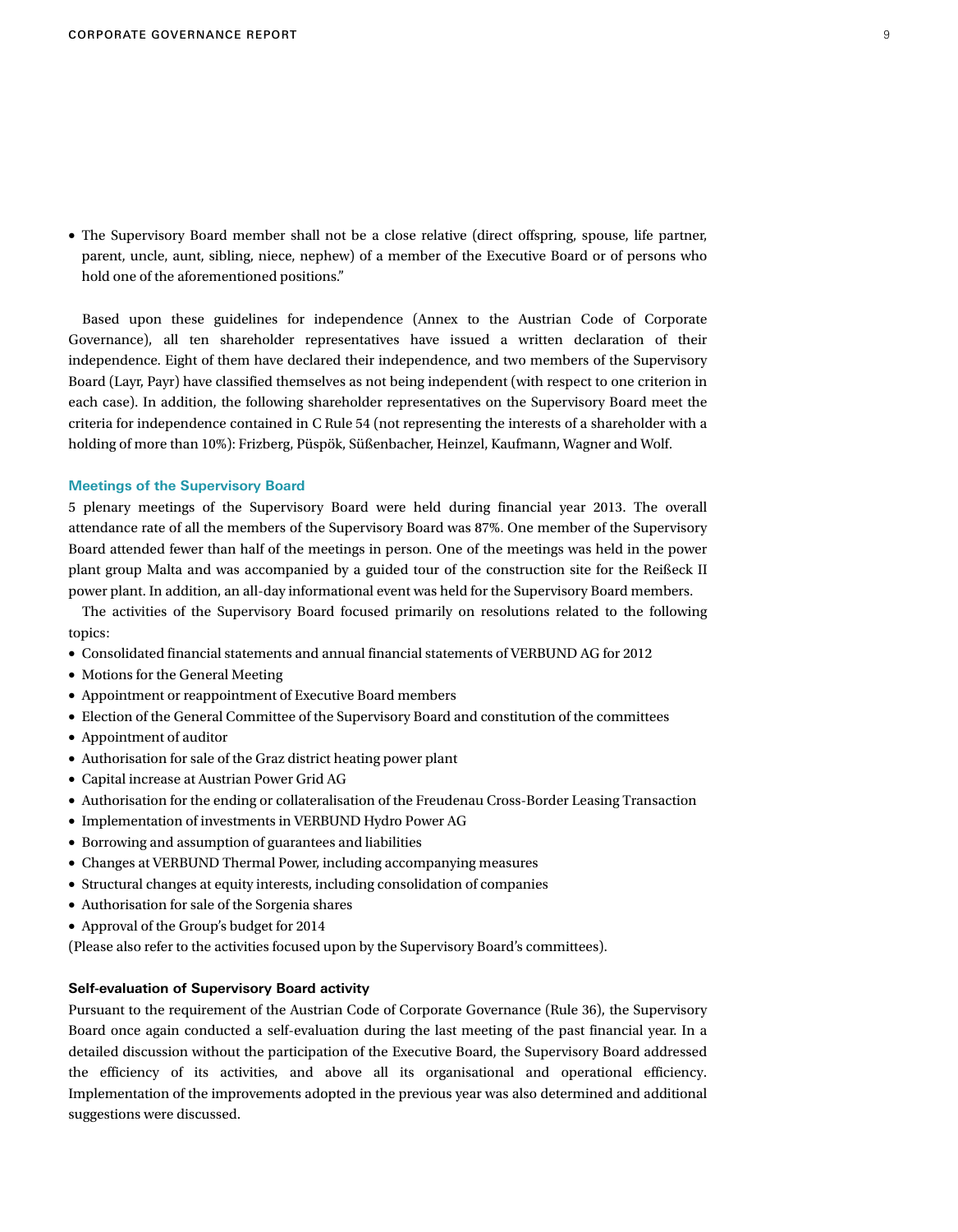- The Supervisory Board member shall not be a close relative (direct offspring, spouse, life partner, parent, uncle, aunt, sibling, niece, nephew) of a member of the Executive Board or of persons who hold one of the aforementioned positions."

Based upon these guidelines for independence (Annex to the Austrian Code of Corporate Governance), all ten shareholder representatives have issued a written declaration of their independence. Eight of them have declared their independence, and two members of the Supervisory Board (Layr, Payr) have classified themselves as not being independent (with respect to one criterion in each case). In addition, the following shareholder representatives on the Supervisory Board meet the criteria for independence contained in C Rule 54 (not representing the interests of a shareholder with a holding of more than 10%): Frizberg, Püspök, Süßenbacher, Heinzel, Kaufmann, Wagner and Wolf.

### Meetings of the Supervisory Board

5 plenary meetings of the Supervisory Board were held during financial year 2013. The overall attendance rate of all the members of the Supervisory Board was 87%. One member of the Supervisory Board attended fewer than half of the meetings in person. One of the meetings was held in the power plant group Malta and was accompanied by a guided tour of the construction site for the Reißeck II power plant. In addition, an all-day informational event was held for the Supervisory Board members.

The activities of the Supervisory Board focused primarily on resolutions related to the following topics:

- Consolidated financial statements and annual financial statements of VERBUND AG for 2012
- Motions for the General Meeting
- Appointment or reappointment of Executive Board members
- Election of the General Committee of the Supervisory Board and constitution of the committees
- Appointment of auditor
- Authorisation for sale of the Graz district heating power plant
- Capital increase at Austrian Power Grid AG
- Authorisation for the ending or collateralisation of the Freudenau Cross-Border Leasing Transaction
- Implementation of investments in VERBUND Hydro Power AG
- Borrowing and assumption of guarantees and liabilities
- Changes at VERBUND Thermal Power, including accompanying measures
- Structural changes at equity interests, including consolidation of companies
- Authorisation for sale of the Sorgenia shares
- Approval of the Group's budget for 2014

(Please also refer to the activities focused upon by the Supervisory Board's committees).

### Self-evaluation of Supervisory Board activity

Pursuant to the requirement of the Austrian Code of Corporate Governance (Rule 36), the Supervisory Board once again conducted a self-evaluation during the last meeting of the past financial year. In a detailed discussion without the participation of the Executive Board, the Supervisory Board addressed the efficiency of its activities, and above all its organisational and operational efficiency. Implementation of the improvements adopted in the previous year was also determined and additional suggestions were discussed.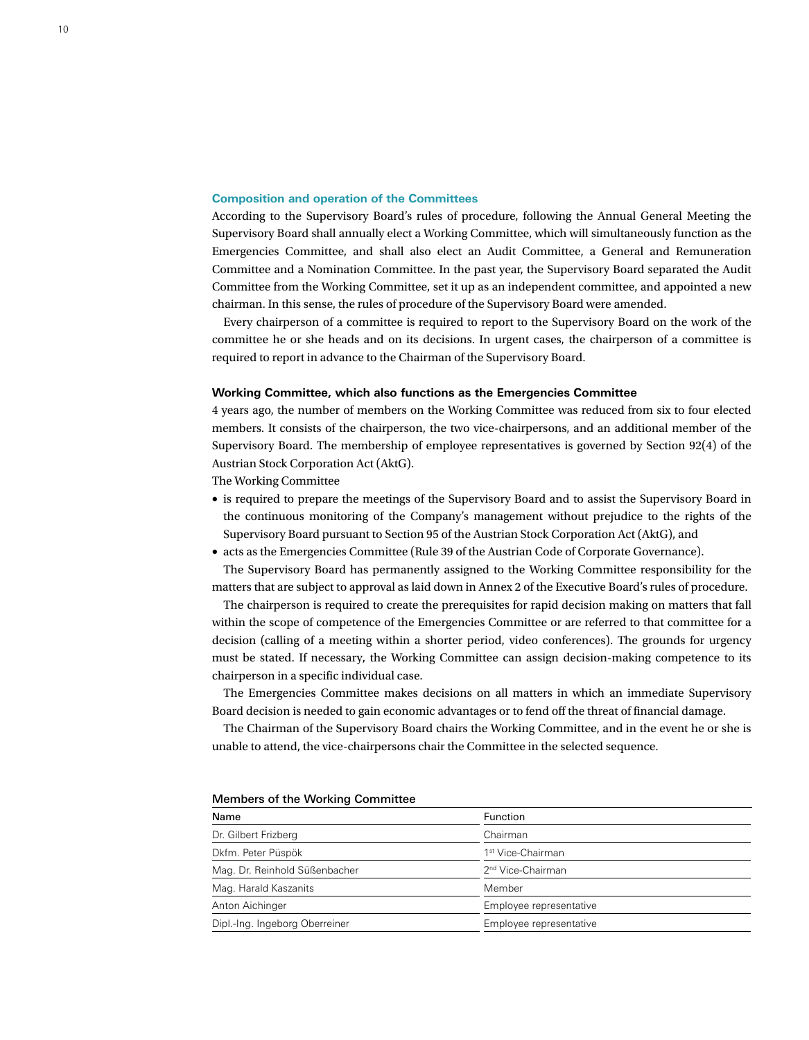## Composition and operation of the Committees

According to the Supervisory Board's rules of procedure, following the Annual General Meeting the Supervisory Board shall annually elect a Working Committee, which will simultaneously function as the Emergencies Committee, and shall also elect an Audit Committee, a General and Remuneration Committee and a Nomination Committee. In the past year, the Supervisory Board separated the Audit Committee from the Working Committee, set it up as an independent committee, and appointed a new chairman. In this sense, the rules of procedure of the Supervisory Board were amended.

Every chairperson of a committee is required to report to the Supervisory Board on the work of the committee he or she heads and on its decisions. In urgent cases, the chairperson of a committee is required to report in advance to the Chairman of the Supervisory Board.

### Working Committee, which also functions as the Emergencies Committee

4 years ago, the number of members on the Working Committee was reduced from six to four elected members. It consists of the chairperson, the two vice-chairpersons, and an additional member of the Supervisory Board. The membership of employee representatives is governed by Section 92(4) of the Austrian Stock Corporation Act (AktG).

The Working Committee

- is required to prepare the meetings of the Supervisory Board and to assist the Supervisory Board in the continuous monitoring of the Company's management without prejudice to the rights of the Supervisory Board pursuant to Section 95 of the Austrian Stock Corporation Act (AktG), and
- acts as the Emergencies Committee (Rule 39 of the Austrian Code of Corporate Governance).

The Supervisory Board has permanently assigned to the Working Committee responsibility for the matters that are subject to approval as laid down in Annex 2 of the Executive Board's rules of procedure.

The chairperson is required to create the prerequisites for rapid decision making on matters that fall within the scope of competence of the Emergencies Committee or are referred to that committee for a decision (calling of a meeting within a shorter period, video conferences). The grounds for urgency must be stated. If necessary, the Working Committee can assign decision-making competence to its chairperson in a specific individual case.

The Emergencies Committee makes decisions on all matters in which an immediate Supervisory Board decision is needed to gain economic advantages or to fend off the threat of financial damage.

The Chairman of the Supervisory Board chairs the Working Committee, and in the event he or she is unable to attend, the vice-chairpersons chair the Committee in the selected sequence.

**Members of the Working Committee**

| Name | Function |
|---|---|
| Dr. Gilbert Frizberg | Chairman |
| Dkfm. Peter Püspök | 1st Vice-Chairman |
| Mag. Dr. Reinhold Süßenbacher | 2nd Vice-Chairman |
| Mag. Harald Kaszanits | Member |
| Anton Aichinger | Employee representative |
| Dipl.-Ing. Ingeborg Oberreiner | Employee representative |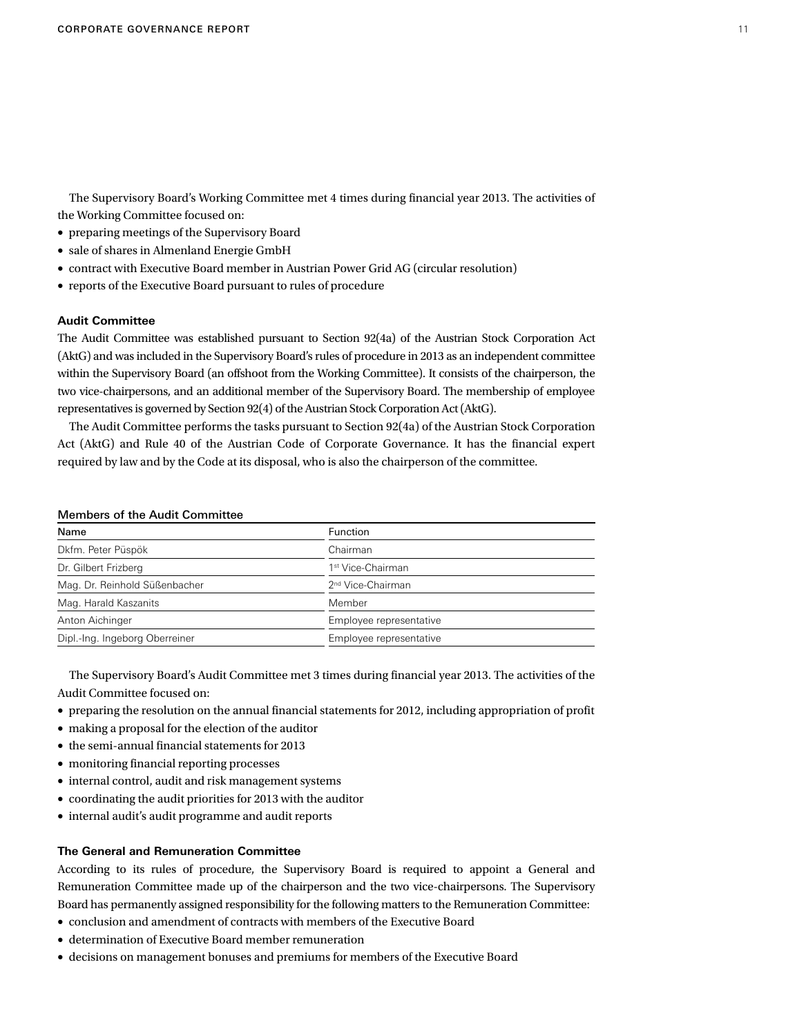The Supervisory Board's Working Committee met 4 times during financial year 2013. The activities of the Working Committee focused on:

- preparing meetings of the Supervisory Board
- sale of shares in Almenland Energie GmbH
- contract with Executive Board member in Austrian Power Grid AG (circular resolution)
- reports of the Executive Board pursuant to rules of procedure

### Audit Committee

The Audit Committee was established pursuant to Section 92(4a) of the Austrian Stock Corporation Act (AktG) and was included in the Supervisory Board's rules of procedure in 2013 as an independent committee within the Supervisory Board (an offshoot from the Working Committee). It consists of the chairperson, the two vice-chairpersons, and an additional member of the Supervisory Board. The membership of employee representatives is governed by Section 92(4) of the Austrian Stock Corporation Act (AktG).

The Audit Committee performs the tasks pursuant to Section 92(4a) of the Austrian Stock Corporation Act (AktG) and Rule 40 of the Austrian Code of Corporate Governance. It has the financial expert required by law and by the Code at its disposal, who is also the chairperson of the committee.

**Members of the Audit Committee**

| Name | Function |
| --- | --- |
| Dkfm. Peter Püspök | Chairman |
| Dr. Gilbert Frizberg | 1st Vice-Chairman |
| Mag. Dr. Reinhold Süßenbacher | 2nd Vice-Chairman |
| Mag. Harald Kaszanits | Member |
| Anton Aichinger | Employee representative |
| Dipl.-Ing. Ingeborg Oberreiner | Employee representative |

The Supervisory Board's Audit Committee met 3 times during financial year 2013. The activities of the Audit Committee focused on:

- preparing the resolution on the annual financial statements for 2012, including appropriation of profit
- making a proposal for the election of the auditor
- the semi-annual financial statements for 2013
- monitoring financial reporting processes
- internal control, audit and risk management systems
- coordinating the audit priorities for 2013 with the auditor
- internal audit's audit programme and audit reports

### The General and Remuneration Committee

According to its rules of procedure, the Supervisory Board is required to appoint a General and Remuneration Committee made up of the chairperson and the two vice-chairpersons. The Supervisory Board has permanently assigned responsibility for the following matters to the Remuneration Committee:

- conclusion and amendment of contracts with members of the Executive Board
- determination of Executive Board member remuneration
- decisions on management bonuses and premiums for members of the Executive Board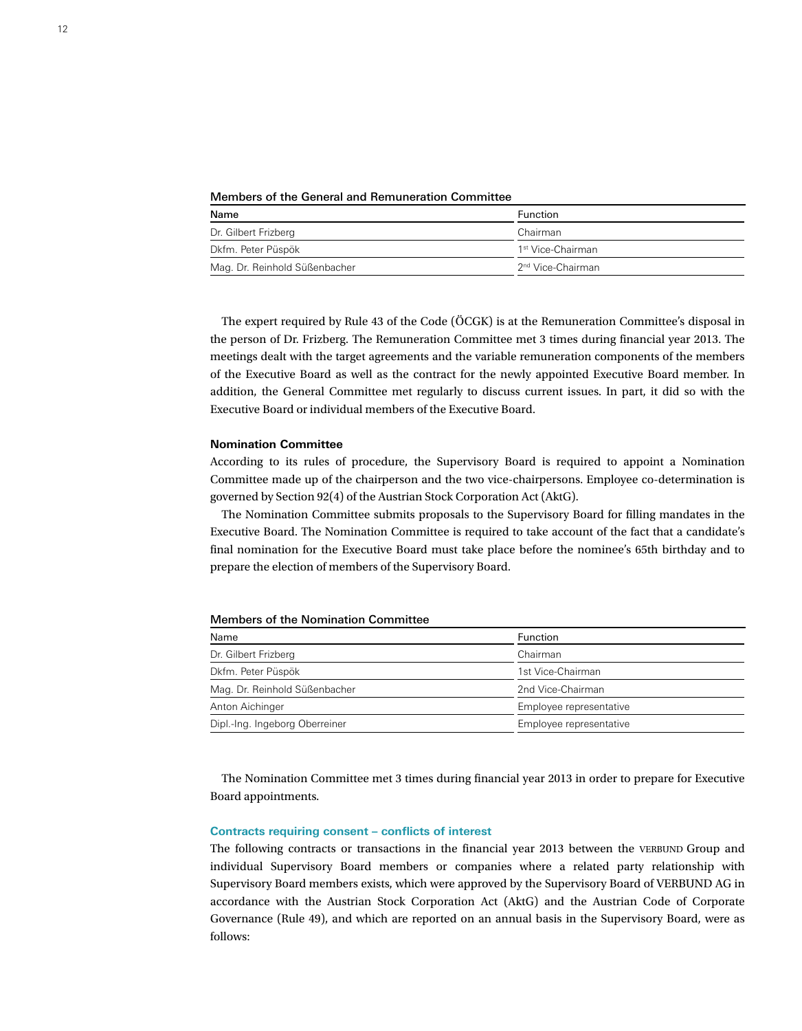**Members of the General and Remuneration Committee**

| Name | Function |
| --- | --- |
| Dr. Gilbert Frizberg | Chairman |
| Dkfm. Peter Püspök | 1st Vice-Chairman |
| Mag. Dr. Reinhold Süßenbacher | 2nd Vice-Chairman |

The expert required by Rule 43 of the Code (ÖCGK) is at the Remuneration Committee's disposal in the person of Dr. Frizberg. The Remuneration Committee met 3 times during financial year 2013. The meetings dealt with the target agreements and the variable remuneration components of the members of the Executive Board as well as the contract for the newly appointed Executive Board member. In addition, the General Committee met regularly to discuss current issues. In part, it did so with the Executive Board or individual members of the Executive Board.

### Nomination Committee

According to its rules of procedure, the Supervisory Board is required to appoint a Nomination Committee made up of the chairperson and the two vice-chairpersons. Employee co-determination is governed by Section 92(4) of the Austrian Stock Corporation Act (AktG).

The Nomination Committee submits proposals to the Supervisory Board for filling mandates in the Executive Board. The Nomination Committee is required to take account of the fact that a candidate's final nomination for the Executive Board must take place before the nominee's 65th birthday and to prepare the election of members of the Supervisory Board.

**Members of the Nomination Committee**

| Name | Function |
| --- | --- |
| Dr. Gilbert Frizberg | Chairman |
| Dkfm. Peter Püspök | 1st Vice-Chairman |
| Mag. Dr. Reinhold Süßenbacher | 2nd Vice-Chairman |
| Anton Aichinger | Employee representative |
| Dipl.-Ing. Ingeborg Oberreiner | Employee representative |

The Nomination Committee met 3 times during financial year 2013 in order to prepare for Executive Board appointments.

### Contracts requiring consent – conflicts of interest

The following contracts or transactions in the financial year 2013 between the VERBUND Group and individual Supervisory Board members or companies where a related party relationship with Supervisory Board members exists, which were approved by the Supervisory Board of VERBUND AG in accordance with the Austrian Stock Corporation Act (AktG) and the Austrian Code of Corporate Governance (Rule 49), and which are reported on an annual basis in the Supervisory Board, were as follows: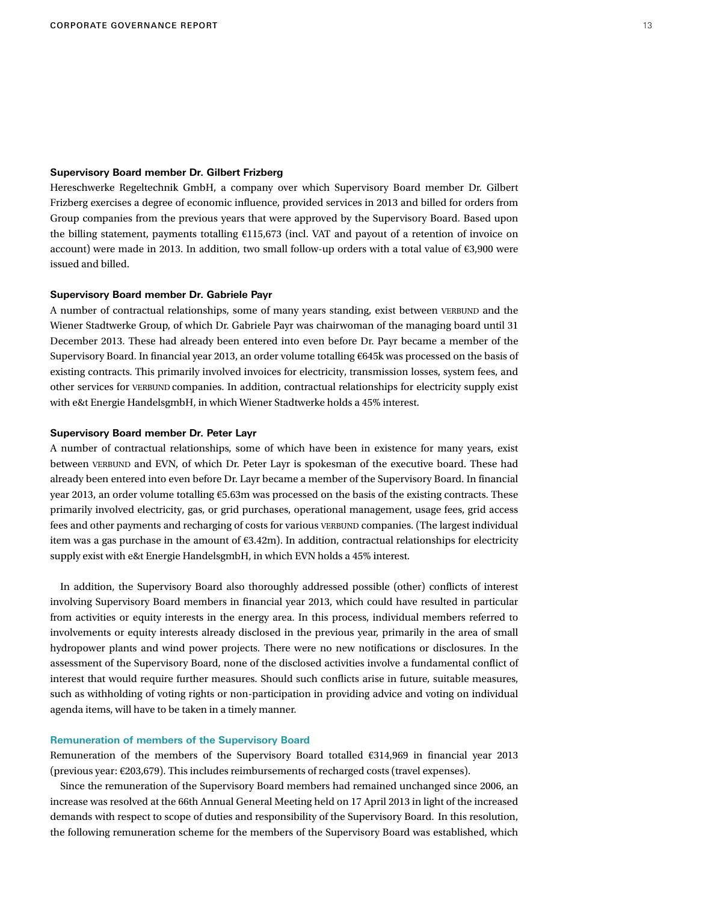### Supervisory Board member Dr. Gilbert Frizberg

Hereschwerke Regeltechnik GmbH, a company over which Supervisory Board member Dr. Gilbert Frizberg exercises a degree of economic influence, provided services in 2013 and billed for orders from Group companies from the previous years that were approved by the Supervisory Board. Based upon the billing statement, payments totalling €115,673 (incl. VAT and payout of a retention of invoice on account) were made in 2013. In addition, two small follow-up orders with a total value of €3,900 were issued and billed.

### Supervisory Board member Dr. Gabriele Payr

A number of contractual relationships, some of many years standing, exist between VERBUND and the Wiener Stadtwerke Group, of which Dr. Gabriele Payr was chairwoman of the managing board until 31 December 2013. These had already been entered into even before Dr. Payr became a member of the Supervisory Board. In financial year 2013, an order volume totalling €645k was processed on the basis of existing contracts. This primarily involved invoices for electricity, transmission losses, system fees, and other services for VERBUND companies. In addition, contractual relationships for electricity supply exist with e&t Energie HandelsgmbH, in which Wiener Stadtwerke holds a 45% interest.

### Supervisory Board member Dr. Peter Layr

A number of contractual relationships, some of which have been in existence for many years, exist between VERBUND and EVN, of which Dr. Peter Layr is spokesman of the executive board. These had already been entered into even before Dr. Layr became a member of the Supervisory Board. In financial year 2013, an order volume totalling €5.63m was processed on the basis of the existing contracts. These primarily involved electricity, gas, or grid purchases, operational management, usage fees, grid access fees and other payments and recharging of costs for various VERBUND companies. (The largest individual item was a gas purchase in the amount of €3.42m). In addition, contractual relationships for electricity supply exist with e&t Energie HandelsgmbH, in which EVN holds a 45% interest.

In addition, the Supervisory Board also thoroughly addressed possible (other) conflicts of interest involving Supervisory Board members in financial year 2013, which could have resulted in particular from activities or equity interests in the energy area. In this process, individual members referred to involvements or equity interests already disclosed in the previous year, primarily in the area of small hydropower plants and wind power projects. There were no new notifications or disclosures. In the assessment of the Supervisory Board, none of the disclosed activities involve a fundamental conflict of interest that would require further measures. Should such conflicts arise in future, suitable measures, such as withholding of voting rights or non-participation in providing advice and voting on individual agenda items, will have to be taken in a timely manner.

### Remuneration of members of the Supervisory Board

Remuneration of the members of the Supervisory Board totalled €314,969 in financial year 2013 (previous year: €203,679). This includes reimbursements of recharged costs (travel expenses).

Since the remuneration of the Supervisory Board members had remained unchanged since 2006, an increase was resolved at the 66th Annual General Meeting held on 17 April 2013 in light of the increased demands with respect to scope of duties and responsibility of the Supervisory Board. In this resolution, the following remuneration scheme for the members of the Supervisory Board was established, which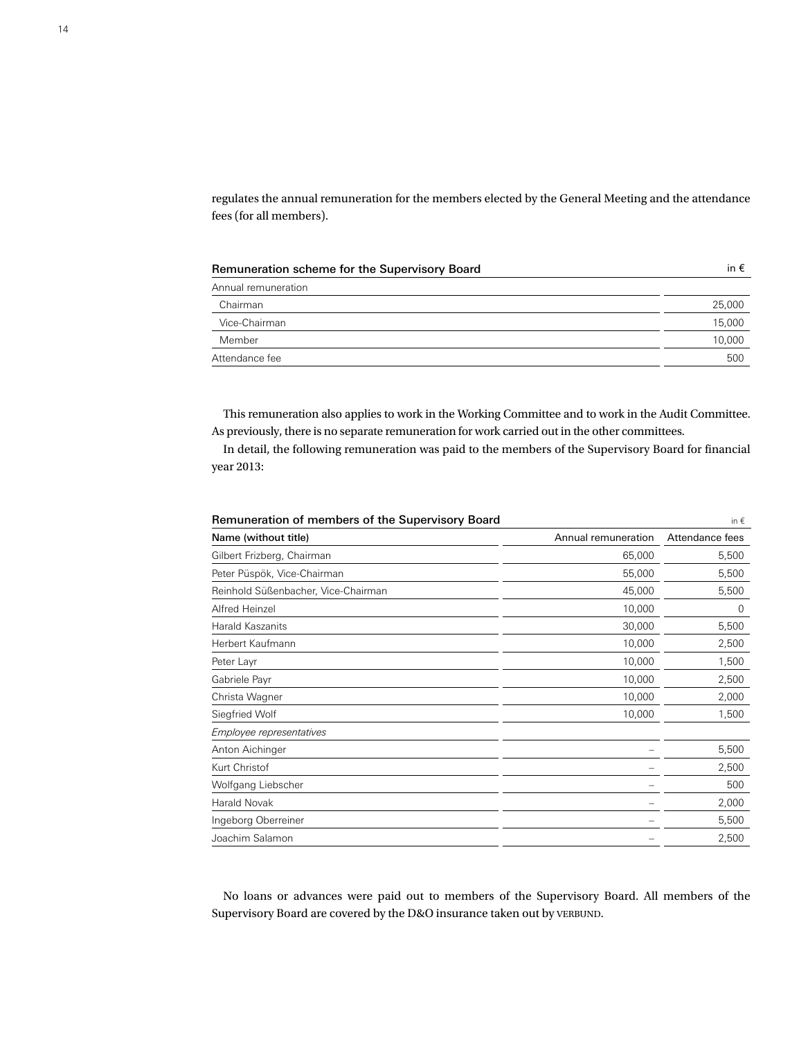regulates the annual remuneration for the members elected by the General Meeting and the attendance fees (for all members).

**Remuneration scheme for the Supervisory Board** (in €)

| | |
|---|---|
| Annual remuneration | |
| Chairman | 25,000 |
| Vice-Chairman | 15,000 |
| Member | 10,000 |
| Attendance fee | 500 |

This remuneration also applies to work in the Working Committee and to work in the Audit Committee. As previously, there is no separate remuneration for work carried out in the other committees.

In detail, the following remuneration was paid to the members of the Supervisory Board for financial year 2013:

**Remuneration of members of the Supervisory Board** (in €)

| Name (without title) | Annual remuneration | Attendance fees |
|---|---|---|
| Gilbert Frizberg, Chairman | 65,000 | 5,500 |
| Peter Püspök, Vice-Chairman | 55,000 | 5,500 |
| Reinhold Süßenbacher, Vice-Chairman | 45,000 | 5,500 |
| Alfred Heinzel | 10,000 | 0 |
| Harald Kaszanits | 30,000 | 5,500 |
| Herbert Kaufmann | 10,000 | 2,500 |
| Peter Layr | 10,000 | 1,500 |
| Gabriele Payr | 10,000 | 2,500 |
| Christa Wagner | 10,000 | 2,000 |
| Siegfried Wolf | 10,000 | 1,500 |
| *Employee representatives* | | |
| Anton Aichinger | – | 5,500 |
| Kurt Christof | – | 2,500 |
| Wolfgang Liebscher | – | 500 |
| Harald Novak | – | 2,000 |
| Ingeborg Oberreiner | – | 5,500 |
| Joachim Salamon | – | 2,500 |

No loans or advances were paid out to members of the Supervisory Board. All members of the Supervisory Board are covered by the D&O insurance taken out by VERBUND.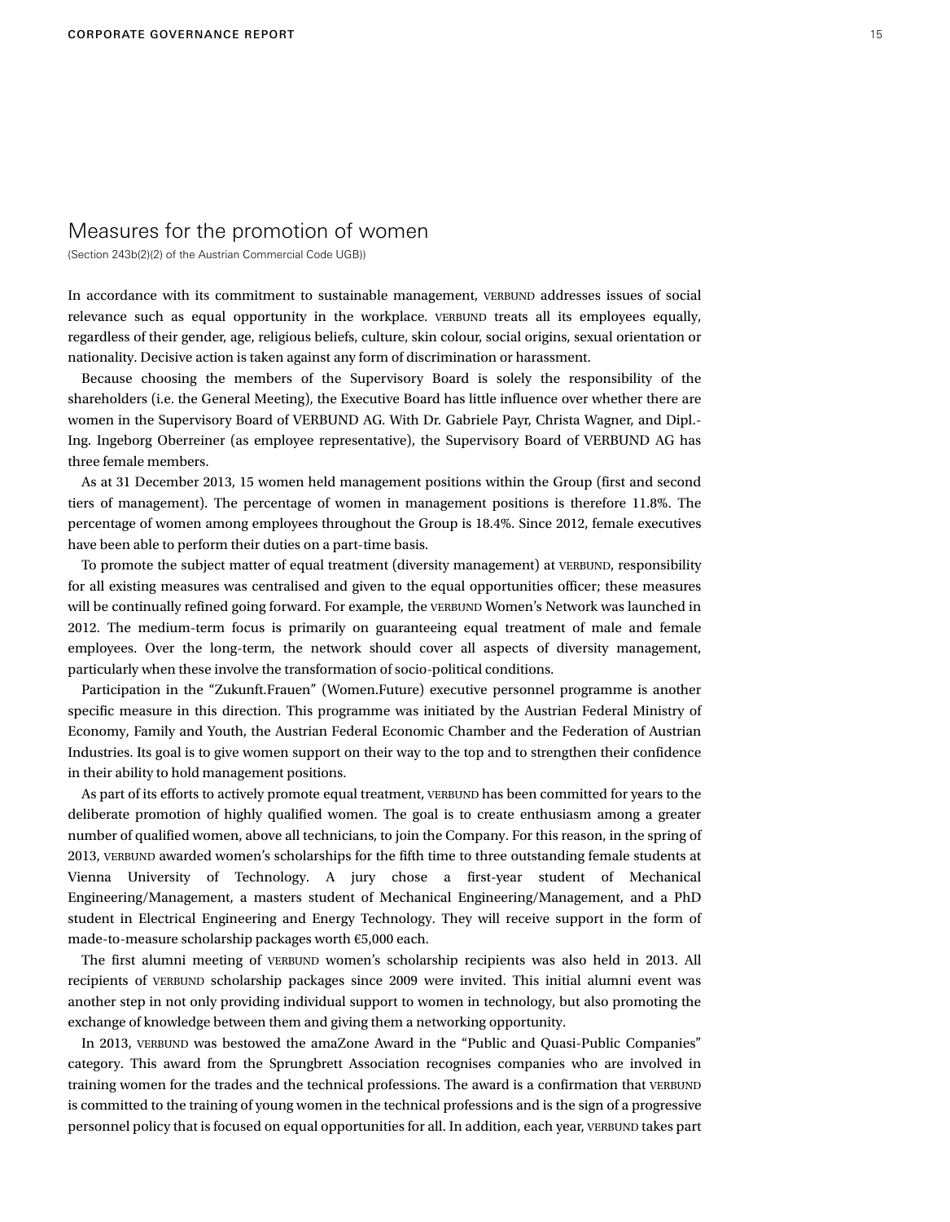## Measures for the promotion of women

(Section 243b(2)(2) of the Austrian Commercial Code UGB))

In accordance with its commitment to sustainable management, VERBUND addresses issues of social relevance such as equal opportunity in the workplace. VERBUND treats all its employees equally, regardless of their gender, age, religious beliefs, culture, skin colour, social origins, sexual orientation or nationality. Decisive action is taken against any form of discrimination or harassment.

Because choosing the members of the Supervisory Board is solely the responsibility of the shareholders (i.e. the General Meeting), the Executive Board has little influence over whether there are women in the Supervisory Board of VERBUND AG. With Dr. Gabriele Payr, Christa Wagner, and Dipl.-Ing. Ingeborg Oberreiner (as employee representative), the Supervisory Board of VERBUND AG has three female members.

As at 31 December 2013, 15 women held management positions within the Group (first and second tiers of management). The percentage of women in management positions is therefore 11.8%. The percentage of women among employees throughout the Group is 18.4%. Since 2012, female executives have been able to perform their duties on a part-time basis.

To promote the subject matter of equal treatment (diversity management) at VERBUND, responsibility for all existing measures was centralised and given to the equal opportunities officer; these measures will be continually refined going forward. For example, the VERBUND Women's Network was launched in 2012. The medium-term focus is primarily on guaranteeing equal treatment of male and female employees. Over the long-term, the network should cover all aspects of diversity management, particularly when these involve the transformation of socio-political conditions.

Participation in the "Zukunft.Frauen" (Women.Future) executive personnel programme is another specific measure in this direction. This programme was initiated by the Austrian Federal Ministry of Economy, Family and Youth, the Austrian Federal Economic Chamber and the Federation of Austrian Industries. Its goal is to give women support on their way to the top and to strengthen their confidence in their ability to hold management positions.

As part of its efforts to actively promote equal treatment, VERBUND has been committed for years to the deliberate promotion of highly qualified women. The goal is to create enthusiasm among a greater number of qualified women, above all technicians, to join the Company. For this reason, in the spring of 2013, VERBUND awarded women's scholarships for the fifth time to three outstanding female students at Vienna University of Technology. A jury chose a first-year student of Mechanical Engineering/Management, a masters student of Mechanical Engineering/Management, and a PhD student in Electrical Engineering and Energy Technology. They will receive support in the form of made-to-measure scholarship packages worth €5,000 each.

The first alumni meeting of VERBUND women's scholarship recipients was also held in 2013. All recipients of VERBUND scholarship packages since 2009 were invited. This initial alumni event was another step in not only providing individual support to women in technology, but also promoting the exchange of knowledge between them and giving them a networking opportunity.

In 2013, VERBUND was bestowed the amaZone Award in the "Public and Quasi-Public Companies" category. This award from the Sprungbrett Association recognises companies who are involved in training women for the trades and the technical professions. The award is a confirmation that VERBUND is committed to the training of young women in the technical professions and is the sign of a progressive personnel policy that is focused on equal opportunities for all. In addition, each year, VERBUND takes part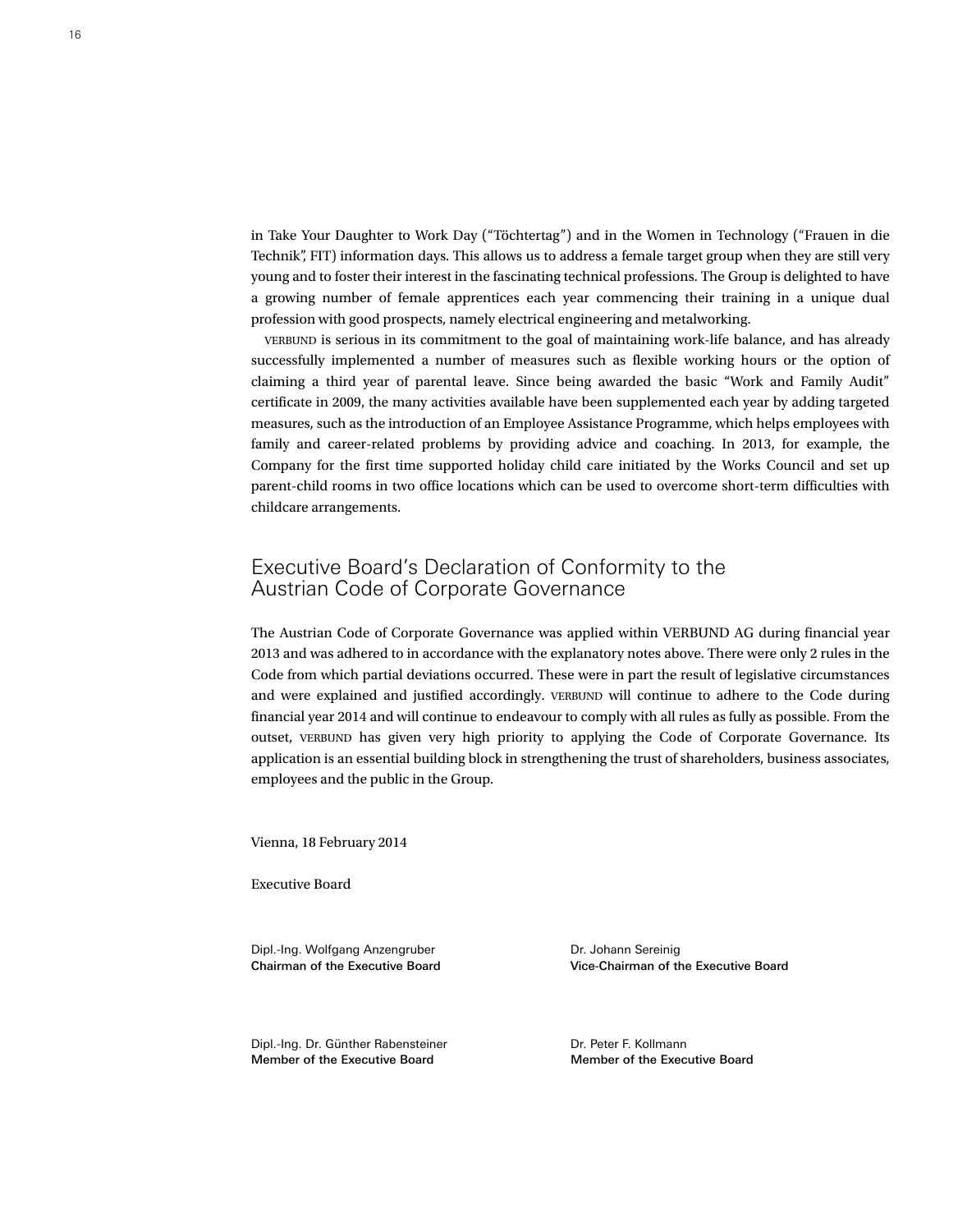in Take Your Daughter to Work Day ("Töchtertag") and in the Women in Technology ("Frauen in die Technik", FIT) information days. This allows us to address a female target group when they are still very young and to foster their interest in the fascinating technical professions. The Group is delighted to have a growing number of female apprentices each year commencing their training in a unique dual profession with good prospects, namely electrical engineering and metalworking.

VERBUND is serious in its commitment to the goal of maintaining work-life balance, and has already successfully implemented a number of measures such as flexible working hours or the option of claiming a third year of parental leave. Since being awarded the basic "Work and Family Audit" certificate in 2009, the many activities available have been supplemented each year by adding targeted measures, such as the introduction of an Employee Assistance Programme, which helps employees with family and career-related problems by providing advice and coaching. In 2013, for example, the Company for the first time supported holiday child care initiated by the Works Council and set up parent-child rooms in two office locations which can be used to overcome short-term difficulties with childcare arrangements.

## Executive Board's Declaration of Conformity to the Austrian Code of Corporate Governance

The Austrian Code of Corporate Governance was applied within VERBUND AG during financial year 2013 and was adhered to in accordance with the explanatory notes above. There were only 2 rules in the Code from which partial deviations occurred. These were in part the result of legislative circumstances and were explained and justified accordingly. VERBUND will continue to adhere to the Code during financial year 2014 and will continue to endeavour to comply with all rules as fully as possible. From the outset, VERBUND has given very high priority to applying the Code of Corporate Governance. Its application is an essential building block in strengthening the trust of shareholders, business associates, employees and the public in the Group.

Vienna, 18 February 2014

Executive Board

Dipl.-Ing. Wolfgang Anzengruber
**Chairman of the Executive Board**

Dr. Johann Sereinig
**Vice-Chairman of the Executive Board**

Dipl.-Ing. Dr. Günther Rabensteiner
**Member of the Executive Board**

Dr. Peter F. Kollmann
**Member of the Executive Board**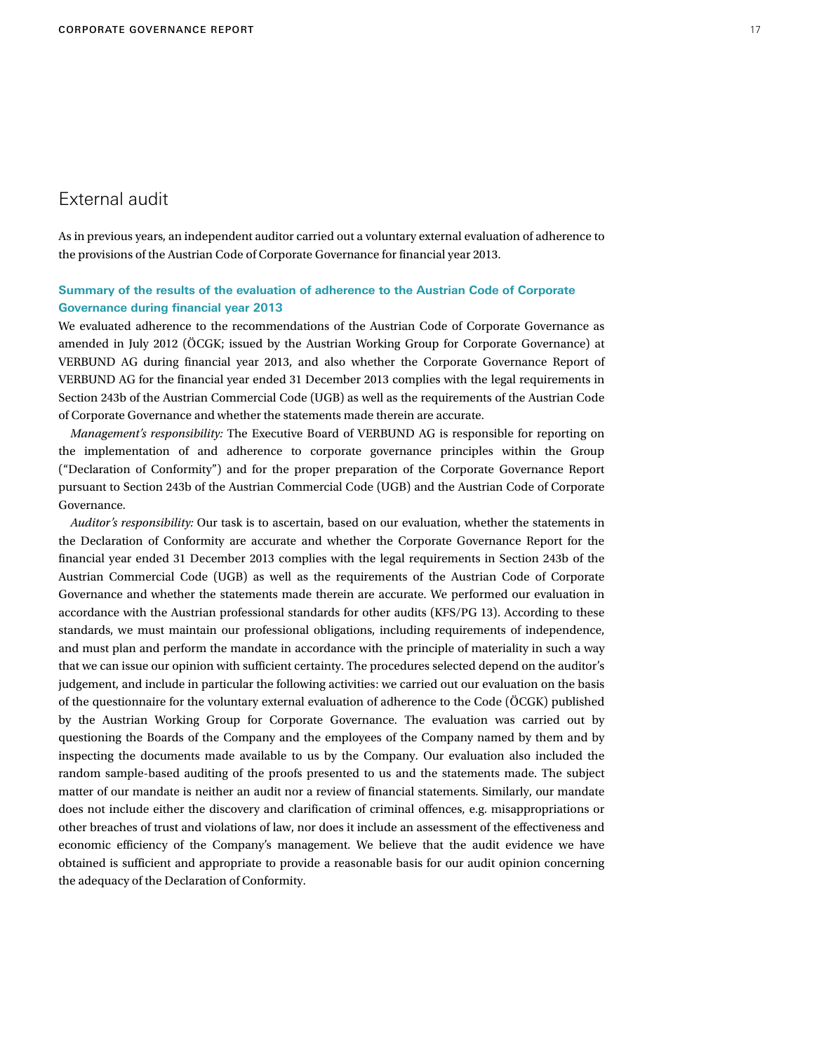## External audit

As in previous years, an independent auditor carried out a voluntary external evaluation of adherence to the provisions of the Austrian Code of Corporate Governance for financial year 2013.

### Summary of the results of the evaluation of adherence to the Austrian Code of Corporate Governance during financial year 2013

We evaluated adherence to the recommendations of the Austrian Code of Corporate Governance as amended in July 2012 (ÖCGK; issued by the Austrian Working Group for Corporate Governance) at VERBUND AG during financial year 2013, and also whether the Corporate Governance Report of VERBUND AG for the financial year ended 31 December 2013 complies with the legal requirements in Section 243b of the Austrian Commercial Code (UGB) as well as the requirements of the Austrian Code of Corporate Governance and whether the statements made therein are accurate.

*Management's responsibility:* The Executive Board of VERBUND AG is responsible for reporting on the implementation of and adherence to corporate governance principles within the Group ("Declaration of Conformity") and for the proper preparation of the Corporate Governance Report pursuant to Section 243b of the Austrian Commercial Code (UGB) and the Austrian Code of Corporate Governance.

*Auditor's responsibility:* Our task is to ascertain, based on our evaluation, whether the statements in the Declaration of Conformity are accurate and whether the Corporate Governance Report for the financial year ended 31 December 2013 complies with the legal requirements in Section 243b of the Austrian Commercial Code (UGB) as well as the requirements of the Austrian Code of Corporate Governance and whether the statements made therein are accurate. We performed our evaluation in accordance with the Austrian professional standards for other audits (KFS/PG 13). According to these standards, we must maintain our professional obligations, including requirements of independence, and must plan and perform the mandate in accordance with the principle of materiality in such a way that we can issue our opinion with sufficient certainty. The procedures selected depend on the auditor's judgement, and include in particular the following activities: we carried out our evaluation on the basis of the questionnaire for the voluntary external evaluation of adherence to the Code (ÖCGK) published by the Austrian Working Group for Corporate Governance. The evaluation was carried out by questioning the Boards of the Company and the employees of the Company named by them and by inspecting the documents made available to us by the Company. Our evaluation also included the random sample-based auditing of the proofs presented to us and the statements made. The subject matter of our mandate is neither an audit nor a review of financial statements. Similarly, our mandate does not include either the discovery and clarification of criminal offences, e.g. misappropriations or other breaches of trust and violations of law, nor does it include an assessment of the effectiveness and economic efficiency of the Company's management. We believe that the audit evidence we have obtained is sufficient and appropriate to provide a reasonable basis for our audit opinion concerning the adequacy of the Declaration of Conformity.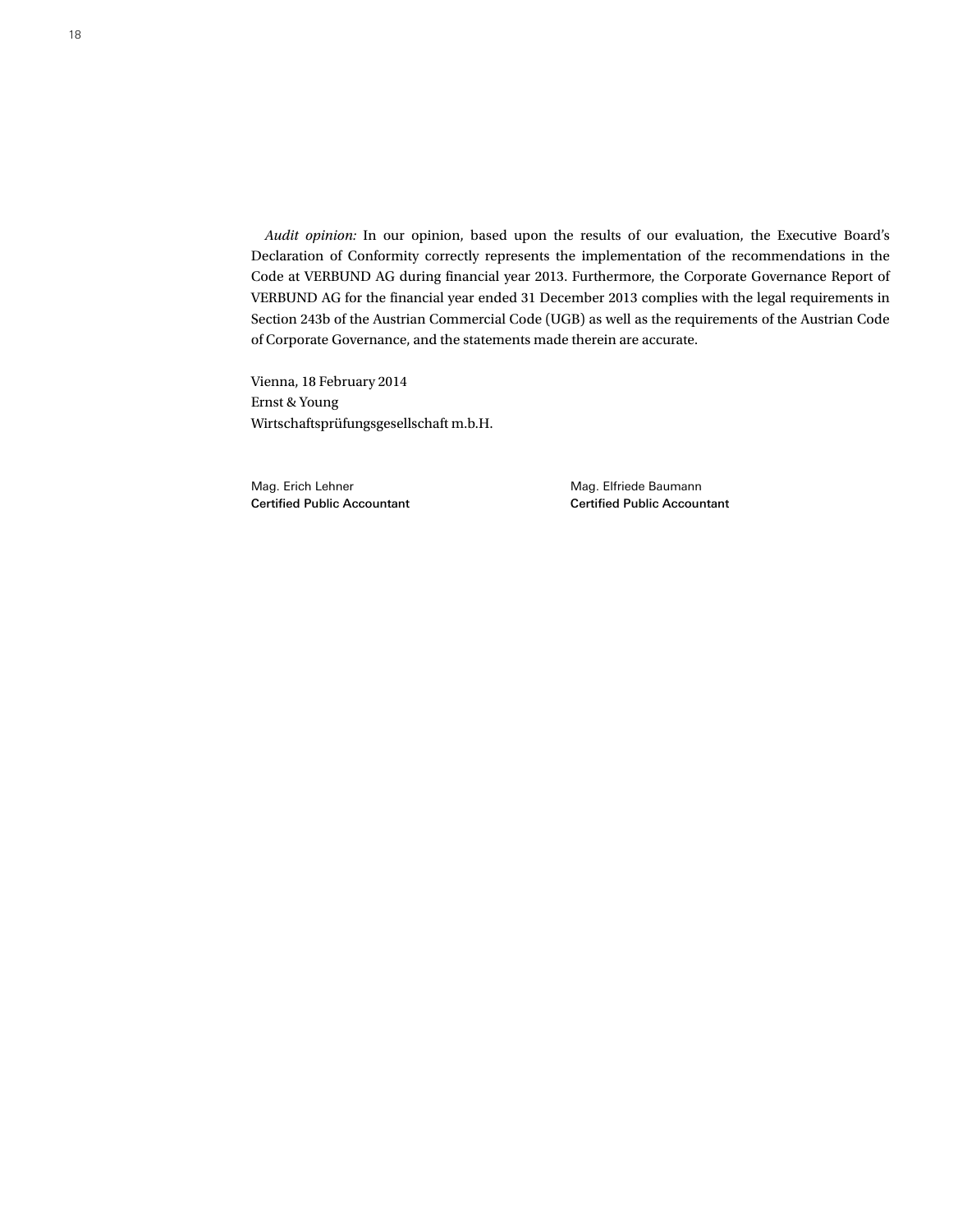*Audit opinion:* In our opinion, based upon the results of our evaluation, the Executive Board's Declaration of Conformity correctly represents the implementation of the recommendations in the Code at VERBUND AG during financial year 2013. Furthermore, the Corporate Governance Report of VERBUND AG for the financial year ended 31 December 2013 complies with the legal requirements in Section 243b of the Austrian Commercial Code (UGB) as well as the requirements of the Austrian Code of Corporate Governance, and the statements made therein are accurate.

Vienna, 18 February 2014
Ernst & Young
Wirtschaftsprüfungsgesellschaft m.b.H.

Mag. Erich Lehner
**Certified Public Accountant**

Mag. Elfriede Baumann
**Certified Public Accountant**